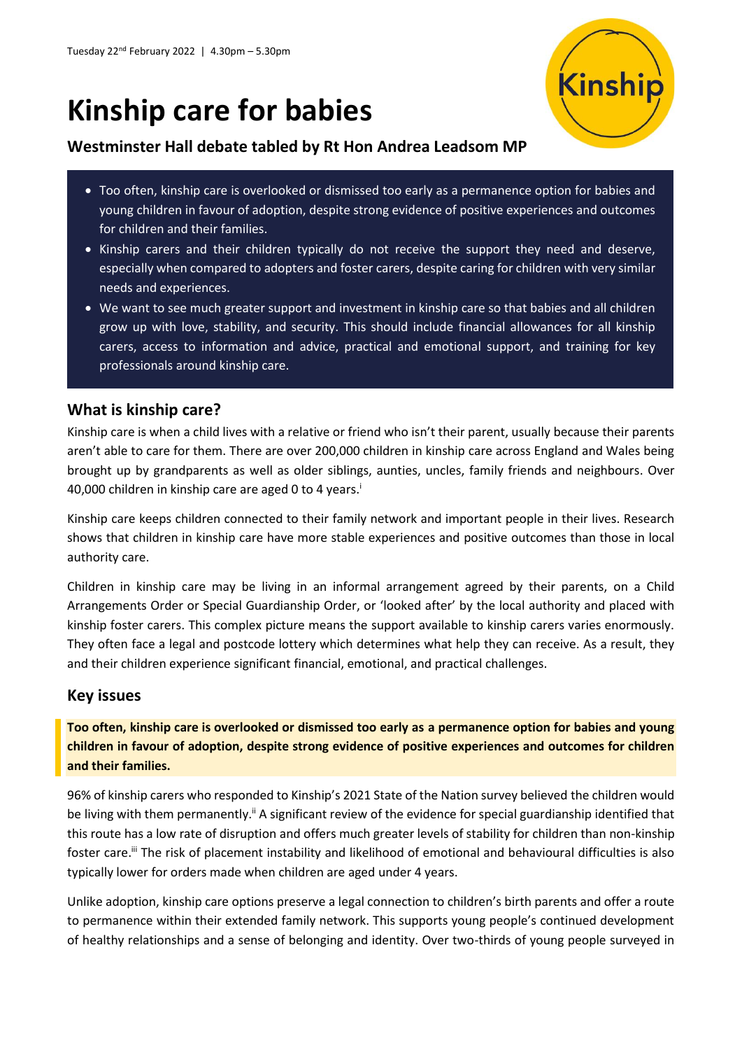Tuesday 22nd February 2022 | 4.30pm – 5.30pm

# Kinship care for babies

## Westminster Hall debate tabled by Rt Hon Andrea Leadsom MP

- Too often, kinship care is overlooked or dismissed too early as a permanence option for babies and young children in favour of adoption, despite strong evidence of positive experiences and outcomes for children and their families.
- Kinship carers and their children typically do not receive the support they need and deserve, especially when compared to adopters and foster carers, despite caring for children with very similar needs and experiences.
- We want to see much greater support and investment in kinship care so that babies and all children grow up with love, stability, and security. This should include financial allowances for all kinship carers, access to information and advice, practical and emotional support, and training for key professionals around kinship care.

## What is kinship care?

Kinship care is when a child lives with a relative or friend who isn't their parent, usually because their parents aren't able to care for them. There are over 200,000 children in kinship care across England and Wales being brought up by grandparents as well as older siblings, aunties, uncles, family friends and neighbours. Over 40,000 children in kinship care are aged 0 to 4 years.[i]

Kinship care keeps children connected to their family network and important people in their lives. Research shows that children in kinship care have more stable experiences and positive outcomes than those in local authority care.

Children in kinship care may be living in an informal arrangement agreed by their parents, on a Child Arrangements Order or Special Guardianship Order, or 'looked after' by the local authority and placed with kinship foster carers. This complex picture means the support available to kinship carers varies enormously. They often face a legal and postcode lottery which determines what help they can receive. As a result, they and their children experience significant financial, emotional, and practical challenges.

## Key issues

**Too often, kinship care is overlooked or dismissed too early as a permanence option for babies and young children in favour of adoption, despite strong evidence of positive experiences and outcomes for children and their families.**

96% of kinship carers who responded to Kinship's 2021 State of the Nation survey believed the children would be living with them permanently.[ii] A significant review of the evidence for special guardianship identified that this route has a low rate of disruption and offers much greater levels of stability for children than non-kinship foster care.[iii] The risk of placement instability and likelihood of emotional and behavioural difficulties is also typically lower for orders made when children are aged under 4 years.

Unlike adoption, kinship care options preserve a legal connection to children's birth parents and offer a route to permanence within their extended family network. This supports young people's continued development of healthy relationships and a sense of belonging and identity. Over two-thirds of young people surveyed in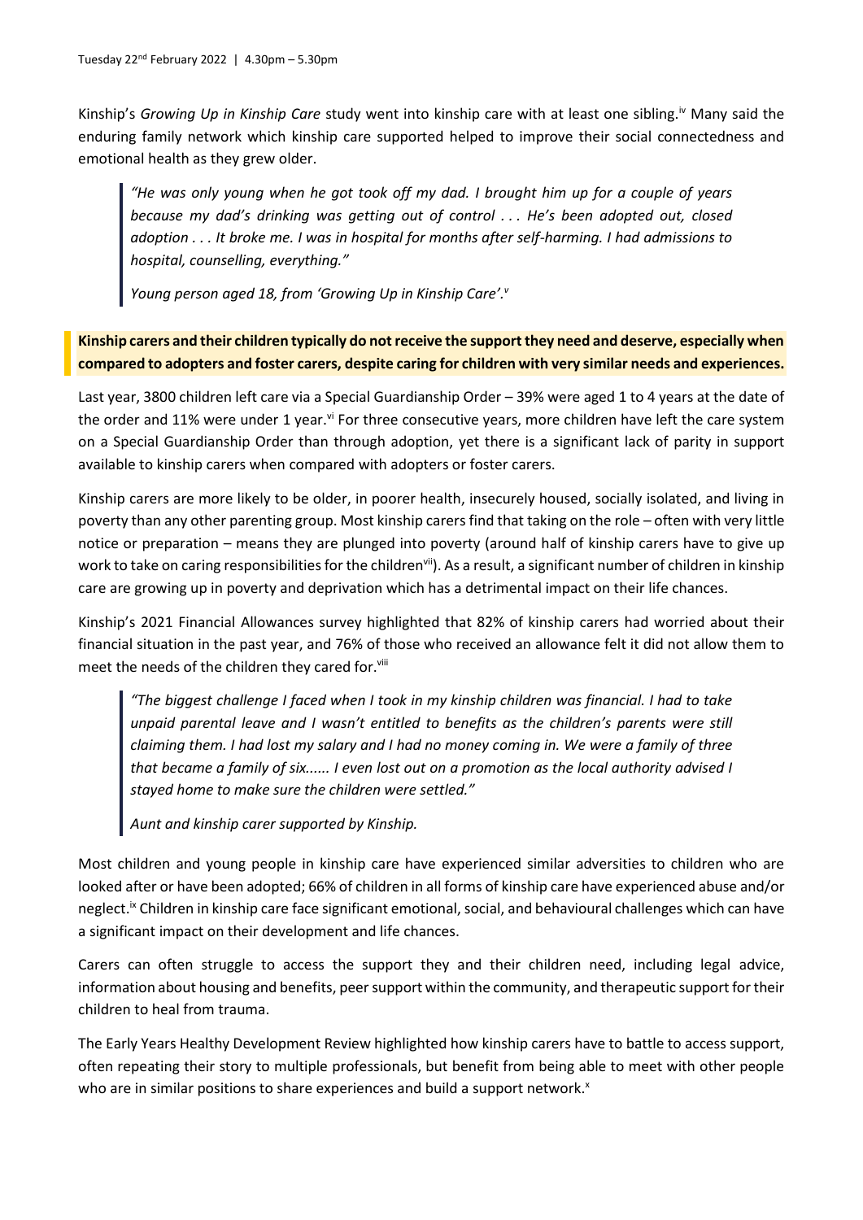Kinship's *Growing Up in Kinship Care* study went into kinship care with at least one sibling.[iv] Many said the enduring family network which kinship care supported helped to improve their social connectedness and emotional health as they grew older.

> *"He was only young when he got took off my dad. I brought him up for a couple of years because my dad's drinking was getting out of control . . . He's been adopted out, closed adoption . . . It broke me. I was in hospital for months after self-harming. I had admissions to hospital, counselling, everything."*
>
> *Young person aged 18, from 'Growing Up in Kinship Care'.*[v]

**Kinship carers and their children typically do not receive the support they need and deserve, especially when compared to adopters and foster carers, despite caring for children with very similar needs and experiences.**

Last year, 3800 children left care via a Special Guardianship Order – 39% were aged 1 to 4 years at the date of the order and 11% were under 1 year.[vi] For three consecutive years, more children have left the care system on a Special Guardianship Order than through adoption, yet there is a significant lack of parity in support available to kinship carers when compared with adopters or foster carers.

Kinship carers are more likely to be older, in poorer health, insecurely housed, socially isolated, and living in poverty than any other parenting group. Most kinship carers find that taking on the role – often with very little notice or preparation – means they are plunged into poverty (around half of kinship carers have to give up work to take on caring responsibilities for the children[vii]). As a result, a significant number of children in kinship care are growing up in poverty and deprivation which has a detrimental impact on their life chances.

Kinship's 2021 Financial Allowances survey highlighted that 82% of kinship carers had worried about their financial situation in the past year, and 76% of those who received an allowance felt it did not allow them to meet the needs of the children they cared for.[viii]

> *"The biggest challenge I faced when I took in my kinship children was financial. I had to take unpaid parental leave and I wasn't entitled to benefits as the children's parents were still claiming them. I had lost my salary and I had no money coming in. We were a family of three that became a family of six...... I even lost out on a promotion as the local authority advised I stayed home to make sure the children were settled."*
>
> *Aunt and kinship carer supported by Kinship.*

Most children and young people in kinship care have experienced similar adversities to children who are looked after or have been adopted; 66% of children in all forms of kinship care have experienced abuse and/or neglect.[ix] Children in kinship care face significant emotional, social, and behavioural challenges which can have a significant impact on their development and life chances.

Carers can often struggle to access the support they and their children need, including legal advice, information about housing and benefits, peer support within the community, and therapeutic support for their children to heal from trauma.

The Early Years Healthy Development Review highlighted how kinship carers have to battle to access support, often repeating their story to multiple professionals, but benefit from being able to meet with other people who are in similar positions to share experiences and build a support network.[x]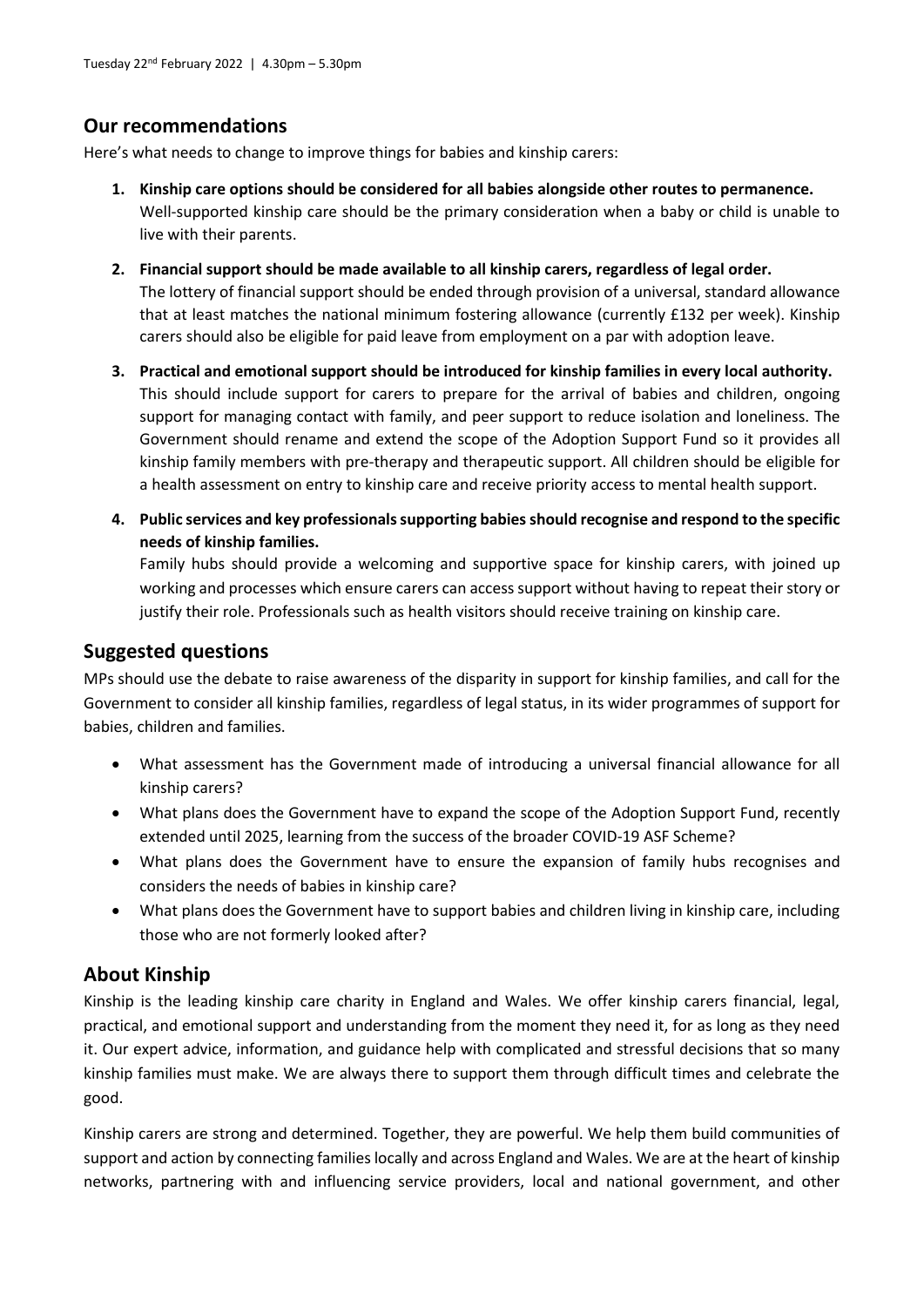## Our recommendations

Here's what needs to change to improve things for babies and kinship carers:

1. **Kinship care options should be considered for all babies alongside other routes to permanence.** Well-supported kinship care should be the primary consideration when a baby or child is unable to live with their parents.
2. **Financial support should be made available to all kinship carers, regardless of legal order.** The lottery of financial support should be ended through provision of a universal, standard allowance that at least matches the national minimum fostering allowance (currently £132 per week). Kinship carers should also be eligible for paid leave from employment on a par with adoption leave.
3. **Practical and emotional support should be introduced for kinship families in every local authority.** This should include support for carers to prepare for the arrival of babies and children, ongoing support for managing contact with family, and peer support to reduce isolation and loneliness. The Government should rename and extend the scope of the Adoption Support Fund so it provides all kinship family members with pre-therapy and therapeutic support. All children should be eligible for a health assessment on entry to kinship care and receive priority access to mental health support.
4. **Public services and key professionals supporting babies should recognise and respond to the specific needs of kinship families.** Family hubs should provide a welcoming and supportive space for kinship carers, with joined up working and processes which ensure carers can access support without having to repeat their story or justify their role. Professionals such as health visitors should receive training on kinship care.

## Suggested questions

MPs should use the debate to raise awareness of the disparity in support for kinship families, and call for the Government to consider all kinship families, regardless of legal status, in its wider programmes of support for babies, children and families.

- What assessment has the Government made of introducing a universal financial allowance for all kinship carers?
- What plans does the Government have to expand the scope of the Adoption Support Fund, recently extended until 2025, learning from the success of the broader COVID-19 ASF Scheme?
- What plans does the Government have to ensure the expansion of family hubs recognises and considers the needs of babies in kinship care?
- What plans does the Government have to support babies and children living in kinship care, including those who are not formerly looked after?

## About Kinship

Kinship is the leading kinship care charity in England and Wales. We offer kinship carers financial, legal, practical, and emotional support and understanding from the moment they need it, for as long as they need it. Our expert advice, information, and guidance help with complicated and stressful decisions that so many kinship families must make. We are always there to support them through difficult times and celebrate the good.

Kinship carers are strong and determined. Together, they are powerful. We help them build communities of support and action by connecting families locally and across England and Wales. We are at the heart of kinship networks, partnering with and influencing service providers, local and national government, and other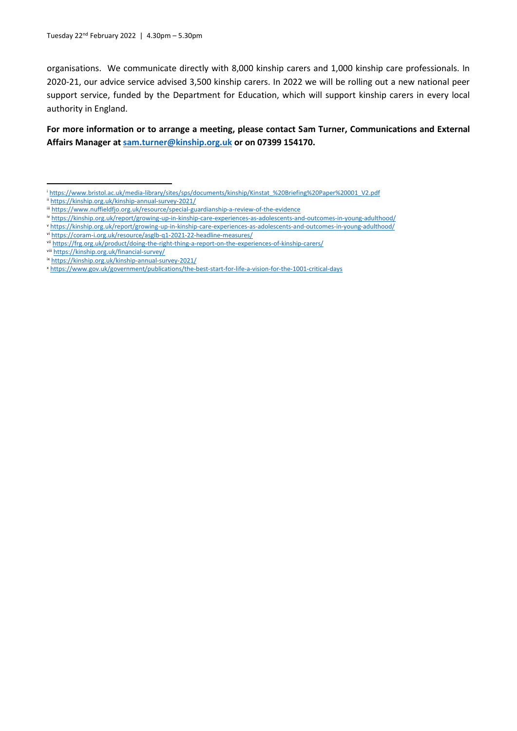organisations. We communicate directly with 8,000 kinship carers and 1,000 kinship care professionals. In 2020-21, our advice service advised 3,500 kinship carers. In 2022 we will be rolling out a new national peer support service, funded by the Department for Education, which will support kinship carers in every local authority in England.

**For more information or to arrange a meeting, please contact Sam Turner, Communications and External Affairs Manager at [sam.turner@kinship.org.uk](mailto:sam.turner@kinship.org.uk) or on 07399 154170.**

---

[i] https://www.bristol.ac.uk/media-library/sites/sps/documents/kinship/Kinstat_%20Briefing%20Paper%20001_V2.pdf

[ii] https://kinship.org.uk/kinship-annual-survey-2021/

[iii] https://www.nuffieldfjo.org.uk/resource/special-guardianship-a-review-of-the-evidence

[iv] https://kinship.org.uk/report/growing-up-in-kinship-care-experiences-as-adolescents-and-outcomes-in-young-adulthood/

[v] https://kinship.org.uk/report/growing-up-in-kinship-care-experiences-as-adolescents-and-outcomes-in-young-adulthood/

[vi] https://coram-i.org.uk/resource/asglb-q1-2021-22-headline-measures/

[vii] https://frg.org.uk/product/doing-the-right-thing-a-report-on-the-experiences-of-kinship-carers/

[viii] https://kinship.org.uk/financial-survey/

[ix] https://kinship.org.uk/kinship-annual-survey-2021/

[x] https://www.gov.uk/government/publications/the-best-start-for-life-a-vision-for-the-1001-critical-days